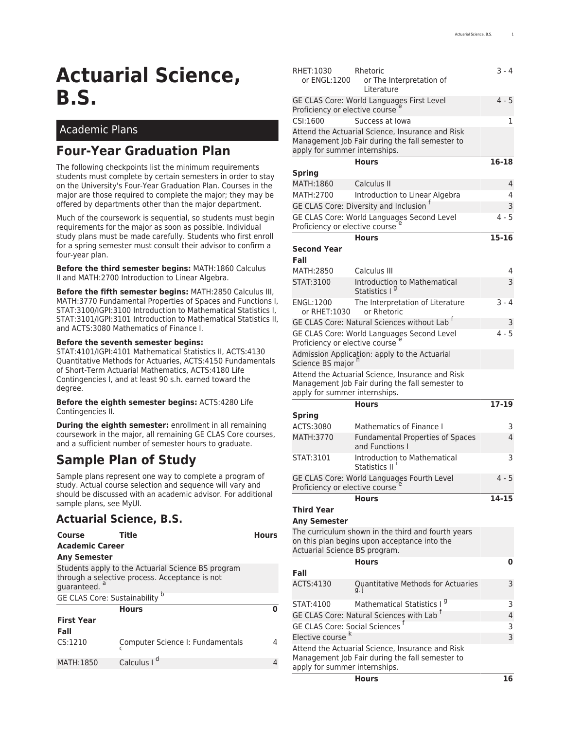# Actuarial Science, B.S.

## Academic Plans

## Four-Year Graduation Plan

The following checkpoints list the minimum requirements students must complete by certain semesters in order to stay on the University's Four-Year Graduation Plan. Courses in the major are those required to complete the major; they may be offered by departments other than the major department.

Much of the coursework is sequential, so students must begin requirements for the major as soon as possible. Individual study plans must be made carefully. Students who first enroll for a spring semester must consult their advisor to confirm a four-year plan.

**Before the third semester begins:** MATH:1860 Calculus II and MATH:2700 Introduction to Linear Algebra.

**Before the fifth semester begins:** MATH:2850 Calculus III, MATH:3770 Fundamental Properties of Spaces and Functions I, STAT:3100/IGPI:3100 Introduction to Mathematical Statistics I, STAT:3101/IGPI:3101 Introduction to Mathematical Statistics II, and ACTS:3080 Mathematics of Finance I.

**Before the seventh semester begins:** STAT:4101/IGPI:4101 Mathematical Statistics II, ACTS:4130 Quantitative Methods for Actuaries, ACTS:4150 Fundamentals of Short-Term Actuarial Mathematics, ACTS:4180 Life Contingencies I, and at least 90 s.h. earned toward the degree.

**Before the eighth semester begins:** ACTS:4280 Life Contingencies II.

**During the eighth semester:** enrollment in all remaining coursework in the major, all remaining GE CLAS Core courses, and a sufficient number of semester hours to graduate.

## Sample Plan of Study

Sample plans represent one way to complete a program of study. Actual course selection and sequence will vary and should be discussed with an academic advisor. For additional sample plans, see MyUI.

### Actuarial Science, B.S.

| Course | Title | Hours |
|---|---|---|
| **Academic Career** | | |
| **Any Semester** | | |
| Students apply to the Actuarial Science BS program through a selective process. Acceptance is not guaranteed. [a] | | |
| GE CLAS Core: Sustainability [b] | | |
| | **Hours** | **0** |
| **First Year** | | |
| **Fall** | | |
| CS:1210 | Computer Science I: Fundamentals [c] | 4 |
| MATH:1850 | Calculus I [d] | 4 |
| RHET:1030 or ENGL:1200 | Rhetoric or The Interpretation of Literature | 3 - 4 |
| GE CLAS Core: World Languages First Level Proficiency or elective course [e] | | 4 - 5 |
| CSI:1600 | Success at Iowa | 1 |
| Attend the Actuarial Science, Insurance and Risk Management Job Fair during the fall semester to apply for summer internships. | | |
| | **Hours** | **16-18** |
| **Spring** | | |
| MATH:1860 | Calculus II | 4 |
| MATH:2700 | Introduction to Linear Algebra | 4 |
| GE CLAS Core: Diversity and Inclusion [f] | | 3 |
| GE CLAS Core: World Languages Second Level Proficiency or elective course [e] | | 4 - 5 |
| | **Hours** | **15-16** |
| **Second Year** | | |
| **Fall** | | |
| MATH:2850 | Calculus III | 4 |
| STAT:3100 | Introduction to Mathematical Statistics I [g] | 3 |
| ENGL:1200 or RHET:1030 | The Interpretation of Literature or Rhetoric | 3 - 4 |
| GE CLAS Core: Natural Sciences without Lab [f] | | 3 |
| GE CLAS Core: World Languages Second Level Proficiency or elective course [e] | | 4 - 5 |
| Admission Application: apply to the Actuarial Science BS major [h] | | |
| Attend the Actuarial Science, Insurance and Risk Management Job Fair during the fall semester to apply for summer internships. | | |
| | **Hours** | **17-19** |
| **Spring** | | |
| ACTS:3080 | Mathematics of Finance I | 3 |
| MATH:3770 | Fundamental Properties of Spaces and Functions I | 4 |
| STAT:3101 | Introduction to Mathematical Statistics II [i] | 3 |
| GE CLAS Core: World Languages Fourth Level Proficiency or elective course [e] | | 4 - 5 |
| | **Hours** | **14-15** |
| **Third Year** | | |
| **Any Semester** | | |
| The curriculum shown in the third and fourth years on this plan begins upon acceptance into the Actuarial Science BS program. | | |
| | **Hours** | **0** |
| **Fall** | | |
| ACTS:4130 | Quantitative Methods for Actuaries [g, j] | 3 |
| STAT:4100 | Mathematical Statistics I [g] | 3 |
| GE CLAS Core: Natural Sciences with Lab [f] | | 4 |
| GE CLAS Core: Social Sciences [f] | | 3 |
| Elective course [k] | | 3 |
| Attend the Actuarial Science, Insurance and Risk Management Job Fair during the fall semester to apply for summer internships. | | |
| | **Hours** | **16** |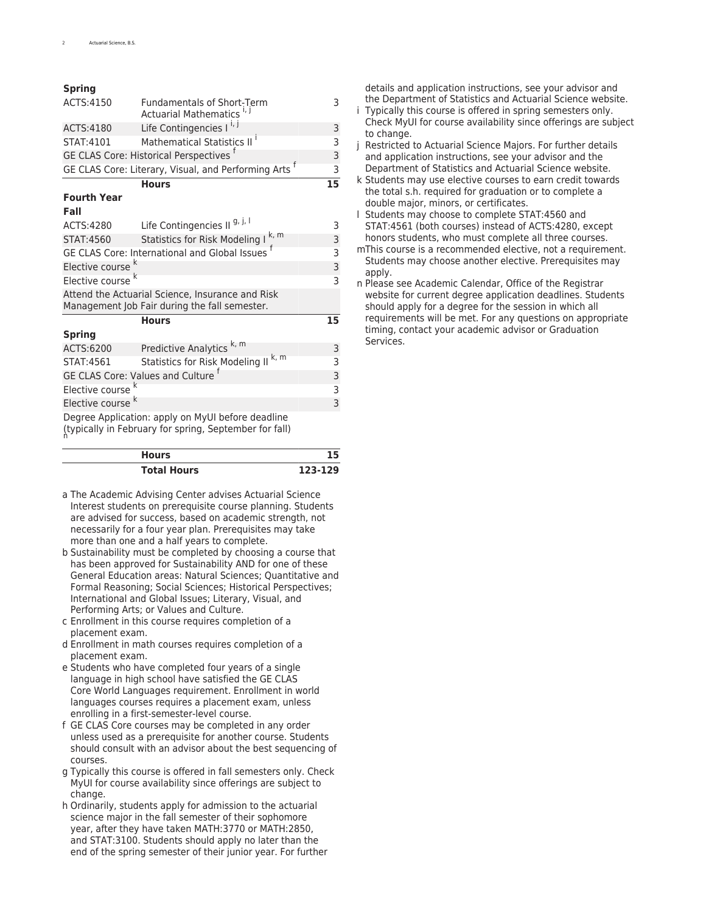**Spring**

| | | |
|---|---|---|
| ACTS:4150 | Fundamentals of Short-Term Actuarial Mathematics [i, j] | 3 |
| ACTS:4180 | Life Contingencies I [i, j] | 3 |
| STAT:4101 | Mathematical Statistics II [i] | 3 |
| GE CLAS Core: Historical Perspectives [f] | | 3 |
| GE CLAS Core: Literary, Visual, and Performing Arts [f] | | 3 |
| | **Hours** | **15** |

**Fourth Year**

**Fall**

| | | |
|---|---|---|
| ACTS:4280 | Life Contingencies II [g, j, l] | 3 |
| STAT:4560 | Statistics for Risk Modeling I [k, m] | 3 |
| GE CLAS Core: International and Global Issues [f] | | 3 |
| Elective course [k] | | 3 |
| Elective course [k] | | 3 |
| Attend the Actuarial Science, Insurance and Risk Management Job Fair during the fall semester. | | |
| | **Hours** | **15** |

**Spring**

| | | |
|---|---|---|
| ACTS:6200 | Predictive Analytics [k, m] | 3 |
| STAT:4561 | Statistics for Risk Modeling II [k, m] | 3 |
| GE CLAS Core: Values and Culture [f] | | 3 |
| Elective course [k] | | 3 |
| Elective course [k] | | 3 |
| Degree Application: apply on MyUI before deadline (typically in February for spring, September for fall) [n] | | |
| | **Hours** | **15** |
| | **Total Hours** | **123-129** |

a The Academic Advising Center advises Actuarial Science Interest students on prerequisite course planning. Students are advised for success, based on academic strength, not necessarily for a four year plan. Prerequisites may take more than one and a half years to complete.

b Sustainability must be completed by choosing a course that has been approved for Sustainability AND for one of these General Education areas: Natural Sciences; Quantitative and Formal Reasoning; Social Sciences; Historical Perspectives; International and Global Issues; Literary, Visual, and Performing Arts; or Values and Culture.

c Enrollment in this course requires completion of a placement exam.

d Enrollment in math courses requires completion of a placement exam.

e Students who have completed four years of a single language in high school have satisfied the GE CLAS Core World Languages requirement. Enrollment in world languages courses requires a placement exam, unless enrolling in a first-semester-level course.

f GE CLAS Core courses may be completed in any order unless used as a prerequisite for another course. Students should consult with an advisor about the best sequencing of courses.

g Typically this course is offered in fall semesters only. Check MyUI for course availability since offerings are subject to change.

h Ordinarily, students apply for admission to the actuarial science major in the fall semester of their sophomore year, after they have taken MATH:3770 or MATH:2850, and STAT:3100. Students should apply no later than the end of the spring semester of their junior year. For further details and application instructions, see your advisor and the Department of Statistics and Actuarial Science website.

i Typically this course is offered in spring semesters only. Check MyUI for course availability since offerings are subject to change.

j Restricted to Actuarial Science Majors. For further details and application instructions, see your advisor and the Department of Statistics and Actuarial Science website.

k Students may use elective courses to earn credit towards the total s.h. required for graduation or to complete a double major, minors, or certificates.

l Students may choose to complete STAT:4560 and STAT:4561 (both courses) instead of ACTS:4280, except honors students, who must complete all three courses.

m This course is a recommended elective, not a requirement. Students may choose another elective. Prerequisites may apply.

n Please see Academic Calendar, Office of the Registrar website for current degree application deadlines. Students should apply for a degree for the session in which all requirements will be met. For any questions on appropriate timing, contact your academic advisor or Graduation Services.